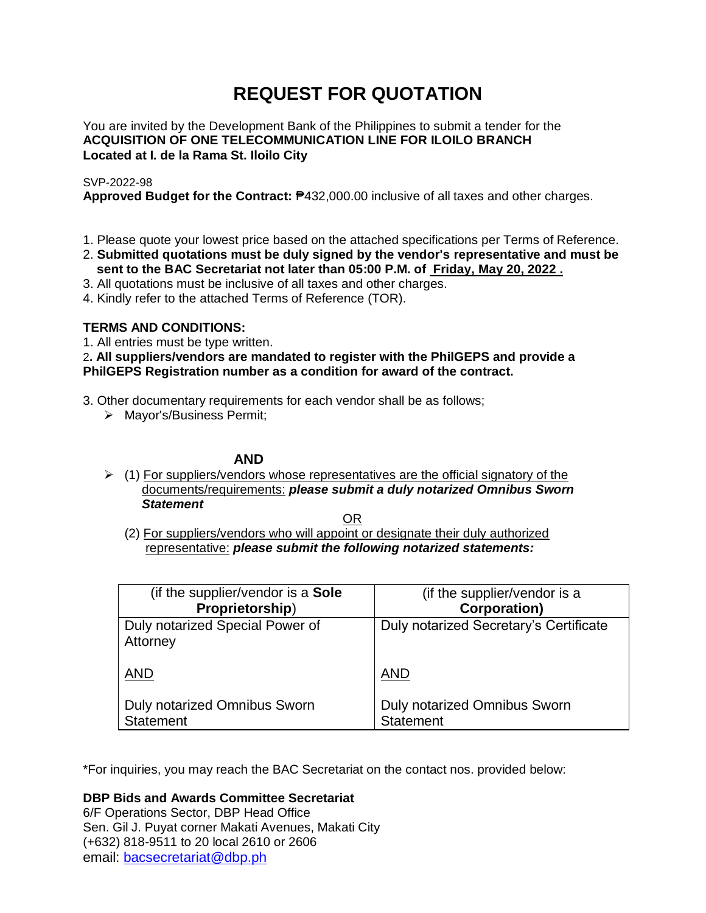# REQUEST FOR QUOTATION

You are invited by the Development Bank of the Philippines to submit a tender for the
**ACQUISITION OF ONE TELECOMMUNICATION LINE FOR ILOILO BRANCH**
**Located at I. de la Rama St. Iloilo City**

SVP-2022-98
**Approved Budget for the Contract:** ₱432,000.00 inclusive of all taxes and other charges.

1. Please quote your lowest price based on the attached specifications per Terms of Reference.
2. **Submitted quotations must be duly signed by the vendor's representative and must be sent to the BAC Secretariat not later than 05:00 P.M. of Friday, May 20, 2022 .**
3. All quotations must be inclusive of all taxes and other charges.
4. Kindly refer to the attached Terms of Reference (TOR).

**TERMS AND CONDITIONS:**

1. All entries must be type written.
2. **All suppliers/vendors are mandated to register with the PhilGEPS and provide a PhilGEPS Registration number as a condition for award of the contract.**
3. Other documentary requirements for each vendor shall be as follows;
   - Mayor's/Business Permit;

**AND**

- (1) For suppliers/vendors whose representatives are the official signatory of the documents/requirements: ***please submit a duly notarized Omnibus Sworn Statement***

  OR

  (2) For suppliers/vendors who will appoint or designate their duly authorized representative: ***please submit the following notarized statements:***

| (if the supplier/vendor is a **Sole Proprietorship**) | (if the supplier/vendor is a **Corporation)** |
|---|---|
| Duly notarized Special Power of Attorney<br><br>AND<br><br>Duly notarized Omnibus Sworn Statement | Duly notarized Secretary's Certificate<br><br>AND<br><br>Duly notarized Omnibus Sworn Statement |

*For inquiries, you may reach the BAC Secretariat on the contact nos. provided below:

**DBP Bids and Awards Committee Secretariat**
6/F Operations Sector, DBP Head Office
Sen. Gil J. Puyat corner Makati Avenues, Makati City
(+632) 818-9511 to 20 local 2610 or 2606
email: bacsecretariat@dbp.ph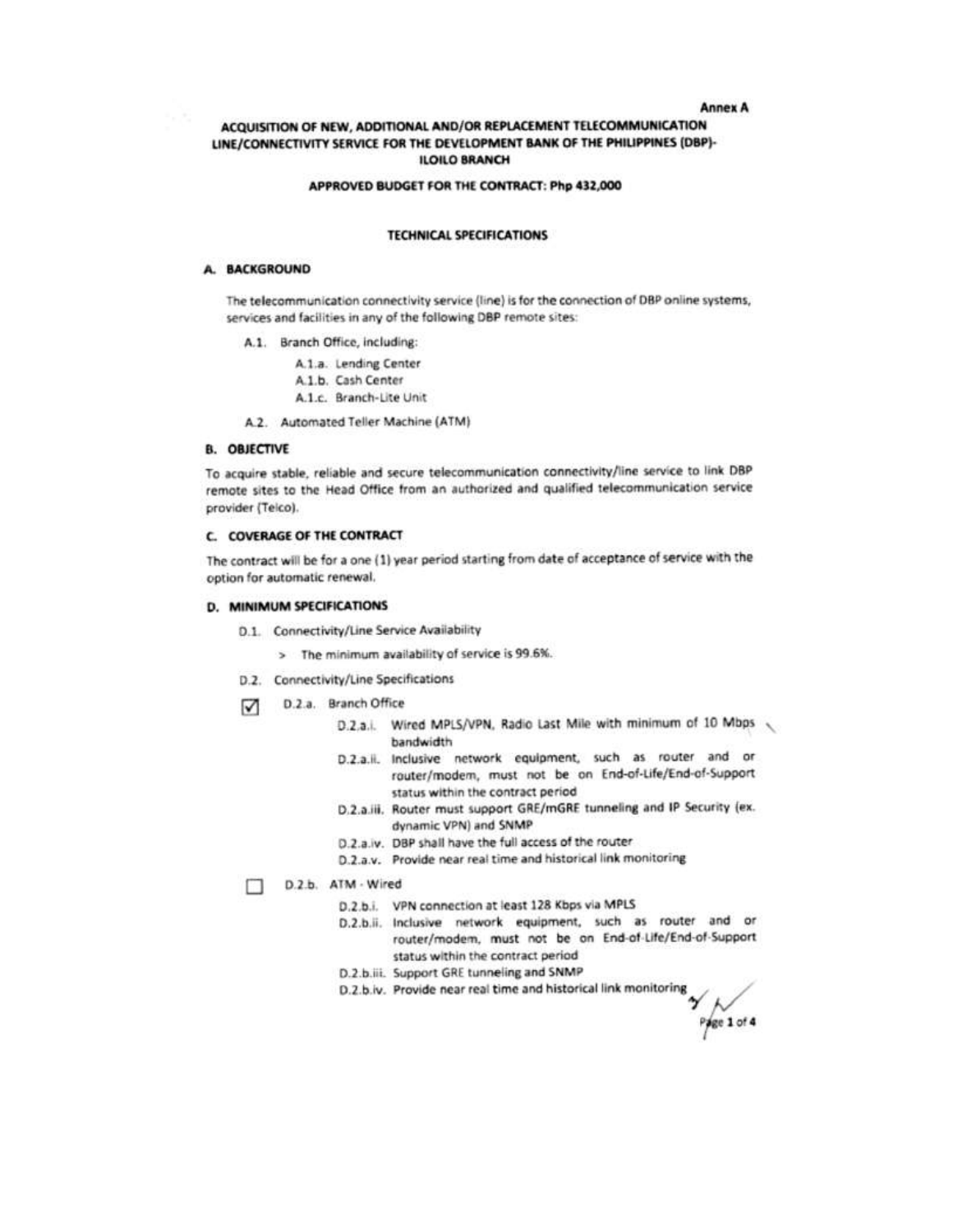**Annex A**

**ACQUISITION OF NEW, ADDITIONAL AND/OR REPLACEMENT TELECOMMUNICATION LINE/CONNECTIVITY SERVICE FOR THE DEVELOPMENT BANK OF THE PHILIPPINES (DBP)-ILOILO BRANCH**

**APPROVED BUDGET FOR THE CONTRACT: Php 432,000**

**TECHNICAL SPECIFICATIONS**

## A. BACKGROUND

The telecommunication connectivity service (line) is for the connection of DBP online systems, services and facilities in any of the following DBP remote sites:

- A.1. Branch Office, including:
  - A.1.a. Lending Center
  - A.1.b. Cash Center
  - A.1.c. Branch-Lite Unit
- A.2. Automated Teller Machine (ATM)

## B. OBJECTIVE

To acquire stable, reliable and secure telecommunication connectivity/line service to link DBP remote sites to the Head Office from an authorized and qualified telecommunication service provider (Telco).

## C. COVERAGE OF THE CONTRACT

The contract will be for a one (1) year period starting from date of acceptance of service with the option for automatic renewal.

## D. MINIMUM SPECIFICATIONS

- D.1. Connectivity/Line Service Availability
  - > The minimum availability of service is 99.6%.
- D.2. Connectivity/Line Specifications

☑ D.2.a. Branch Office

- D.2.a.i. Wired MPLS/VPN, Radio Last Mile with minimum of 10 Mbps bandwidth
- D.2.a.ii. Inclusive network equipment, such as router and or router/modem, must not be on End-of-Life/End-of-Support status within the contract period
- D.2.a.iii. Router must support GRE/mGRE tunneling and IP Security (ex. dynamic VPN) and SNMP
- D.2.a.iv. DBP shall have the full access of the router
- D.2.a.v. Provide near real time and historical link monitoring

☐ D.2.b. ATM - Wired

- D.2.b.i. VPN connection at least 128 Kbps via MPLS
- D.2.b.ii. Inclusive network equipment, such as router and or router/modem, must not be on End-of-Life/End-of-Support status within the contract period
- D.2.b.iii. Support GRE tunneling and SNMP
- D.2.b.iv. Provide near real time and historical link monitoring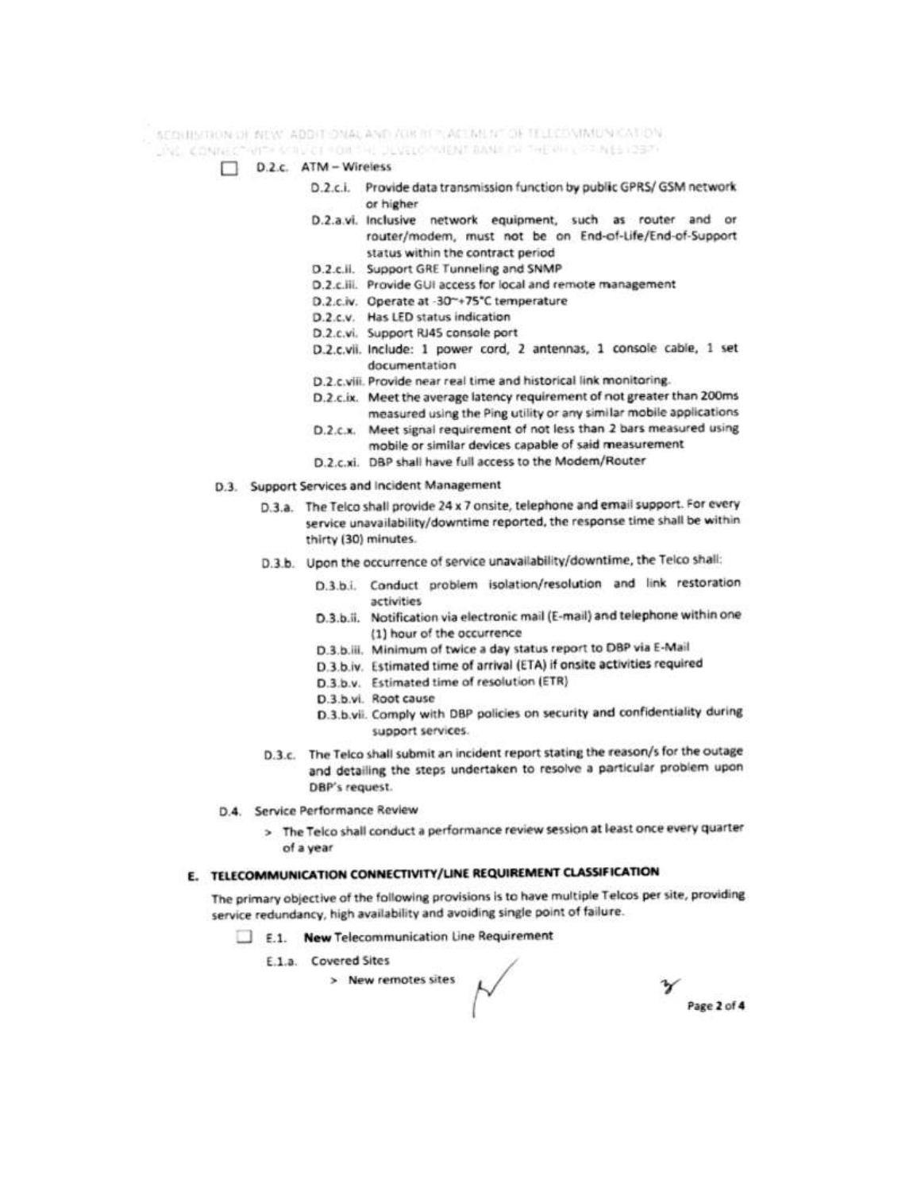- [ ] D.2.c. ATM – Wireless
    - D.2.c.i. Provide data transmission function by public GPRS/ GSM network or higher
    - D.2.a.vi. Inclusive network equipment, such as router and or router/modem, must not be on End-of-Life/End-of-Support status within the contract period
    - D.2.c.ii. Support GRE Tunneling and SNMP
    - D.2.c.iii. Provide GUI access for local and remote management
    - D.2.c.iv. Operate at -30~+75°C temperature
    - D.2.c.v. Has LED status indication
    - D.2.c.vi. Support RJ45 console port
    - D.2.c.vii. Include: 1 power cord, 2 antennas, 1 console cable, 1 set documentation
    - D.2.c.viii. Provide near real time and historical link monitoring.
    - D.2.c.ix. Meet the average latency requirement of not greater than 200ms measured using the Ping utility or any similar mobile applications
    - D.2.c.x. Meet signal requirement of not less than 2 bars measured using mobile or similar devices capable of said measurement
    - D.2.c.xi. DBP shall have full access to the Modem/Router

D.3. Support Services and Incident Management

- D.3.a. The Telco shall provide 24 x 7 onsite, telephone and email support. For every service unavailability/downtime reported, the response time shall be within thirty (30) minutes.
- D.3.b. Upon the occurrence of service unavailability/downtime, the Telco shall:
    - D.3.b.i. Conduct problem isolation/resolution and link restoration activities
    - D.3.b.ii. Notification via electronic mail (E-mail) and telephone within one (1) hour of the occurrence
    - D.3.b.iii. Minimum of twice a day status report to DBP via E-Mail
    - D.3.b.iv. Estimated time of arrival (ETA) if onsite activities required
    - D.3.b.v. Estimated time of resolution (ETR)
    - D.3.b.vi. Root cause
    - D.3.b.vii. Comply with DBP policies on security and confidentiality during support services.
- D.3.c. The Telco shall submit an incident report stating the reason/s for the outage and detailing the steps undertaken to resolve a particular problem upon DBP's request.

D.4. Service Performance Review

> The Telco shall conduct a performance review session at least once every quarter of a year

## E. TELECOMMUNICATION CONNECTIVITY/LINE REQUIREMENT CLASSIFICATION

The primary objective of the following provisions is to have multiple Telcos per site, providing service redundancy, high availability and avoiding single point of failure.

- [ ] E.1. **New** Telecommunication Line Requirement
    - E.1.a. Covered Sites
        > New remotes sites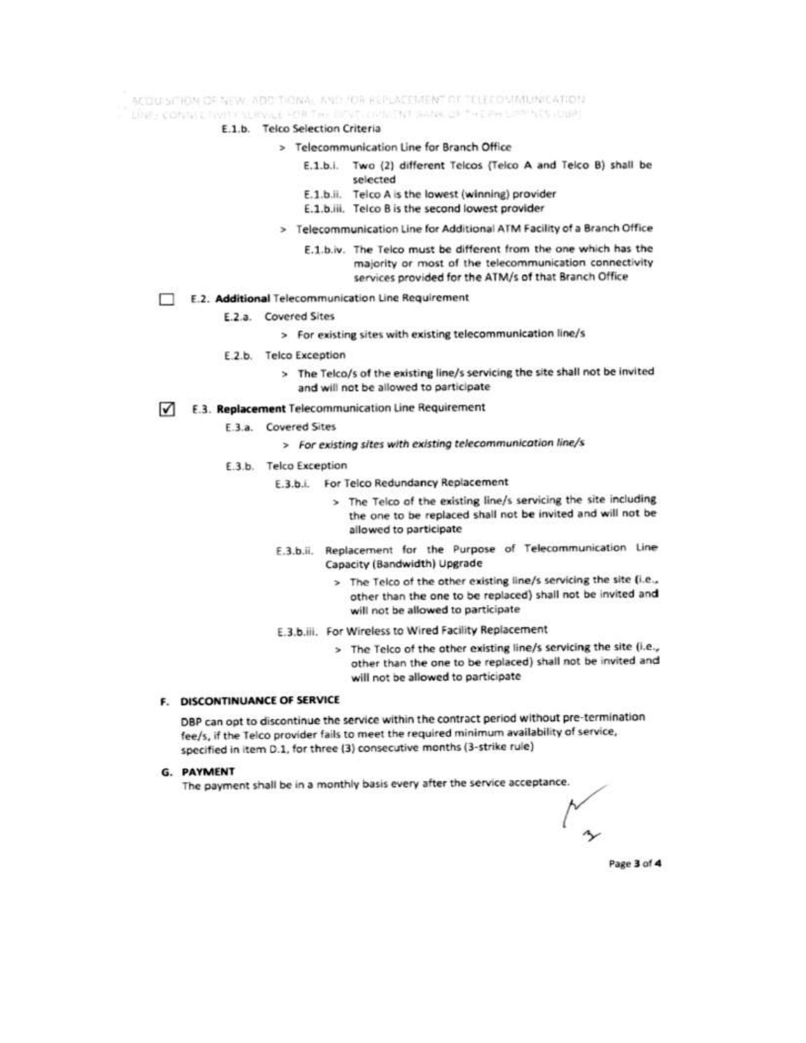E.1.b. Telco Selection Criteria

> Telecommunication Line for Branch Office

E.1.b.i. Two (2) different Telcos (Telco A and Telco B) shall be selected

E.1.b.ii. Telco A is the lowest (winning) provider

E.1.b.iii. Telco B is the second lowest provider

> Telecommunication Line for Additional ATM Facility of a Branch Office

E.1.b.iv. The Telco must be different from the one which has the majority or most of the telecommunication connectivity services provided for the ATM/s of that Branch Office

☐ E.2. **Additional** Telecommunication Line Requirement

E.2.a. Covered Sites

> For existing sites with existing telecommunication line/s

E.2.b. Telco Exception

> The Telco/s of the existing line/s servicing the site shall not be invited and will not be allowed to participate

☑ E.3. **Replacement** Telecommunication Line Requirement

E.3.a. Covered Sites

> *For existing sites with existing telecommunication line/s*

E.3.b. Telco Exception

E.3.b.i. For Telco Redundancy Replacement

> The Telco of the existing line/s servicing the site including the one to be replaced shall not be invited and will not be allowed to participate

E.3.b.ii. Replacement for the Purpose of Telecommunication Line Capacity (Bandwidth) Upgrade

> The Telco of the other existing line/s servicing the site (i.e., other than the one to be replaced) shall not be invited and will not be allowed to participate

E.3.b.iii. For Wireless to Wired Facility Replacement

> The Telco of the other existing line/s servicing the site (i.e., other than the one to be replaced) shall not be invited and will not be allowed to participate

## F. DISCONTINUANCE OF SERVICE

DBP can opt to discontinue the service within the contract period without pre-termination fee/s, if the Telco provider fails to meet the required minimum availability of service, specified in item D.1, for three (3) consecutive months (3-strike rule)

## G. PAYMENT

The payment shall be in a monthly basis every after the service acceptance.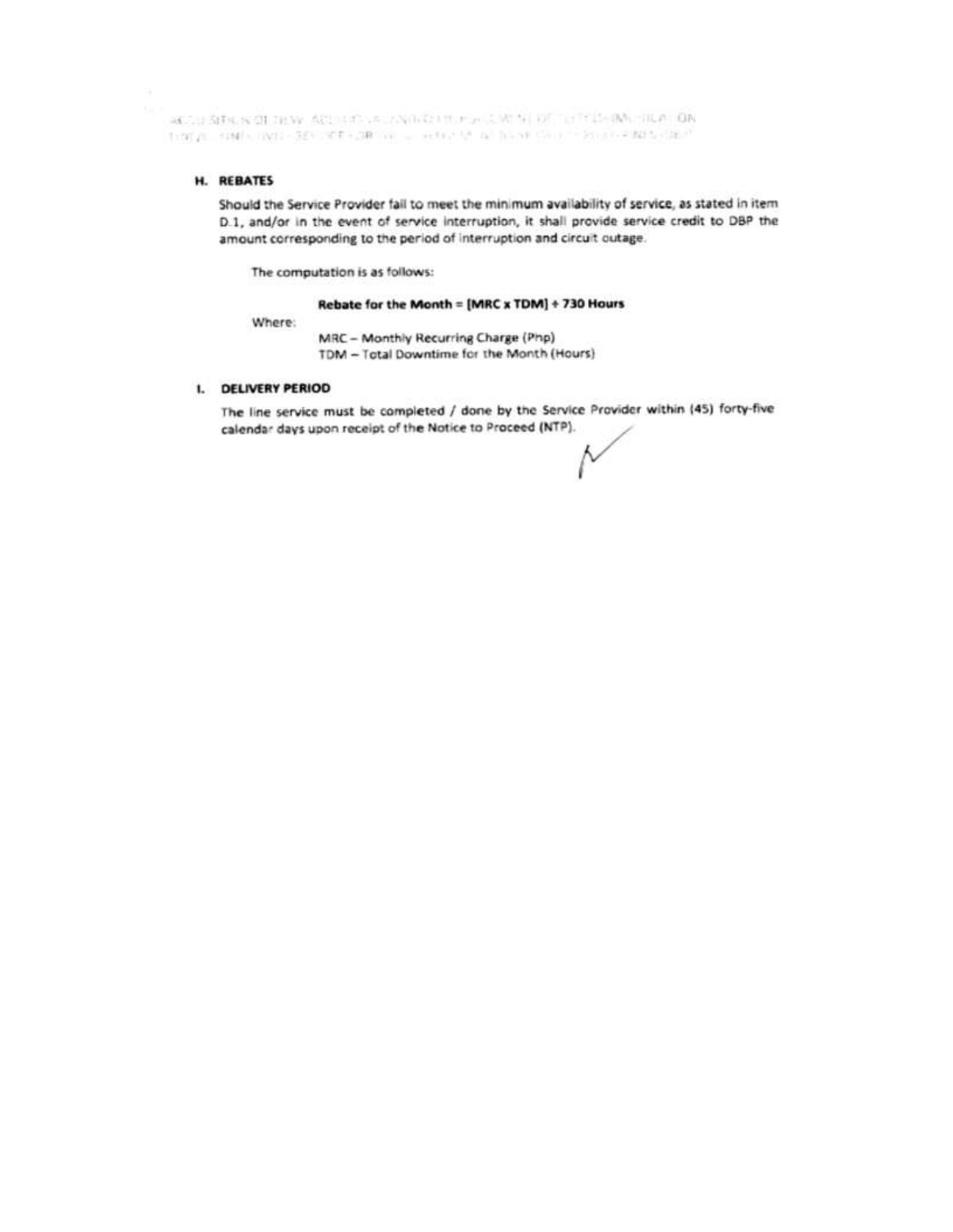## H. REBATES

Should the Service Provider fail to meet the minimum availability of service, as stated in item D.1, and/or in the event of service interruption, it shall provide service credit to DBP the amount corresponding to the period of interruption and circuit outage.

The computation is as follows:

**Rebate for the Month = [MRC x TDM] ÷ 730 Hours**

Where:

MRC – Monthly Recurring Charge (Php)
TDM – Total Downtime for the Month (Hours)

## I. DELIVERY PERIOD

The line service must be completed / done by the Service Provider within (45) forty-five calendar days upon receipt of the Notice to Proceed (NTP).